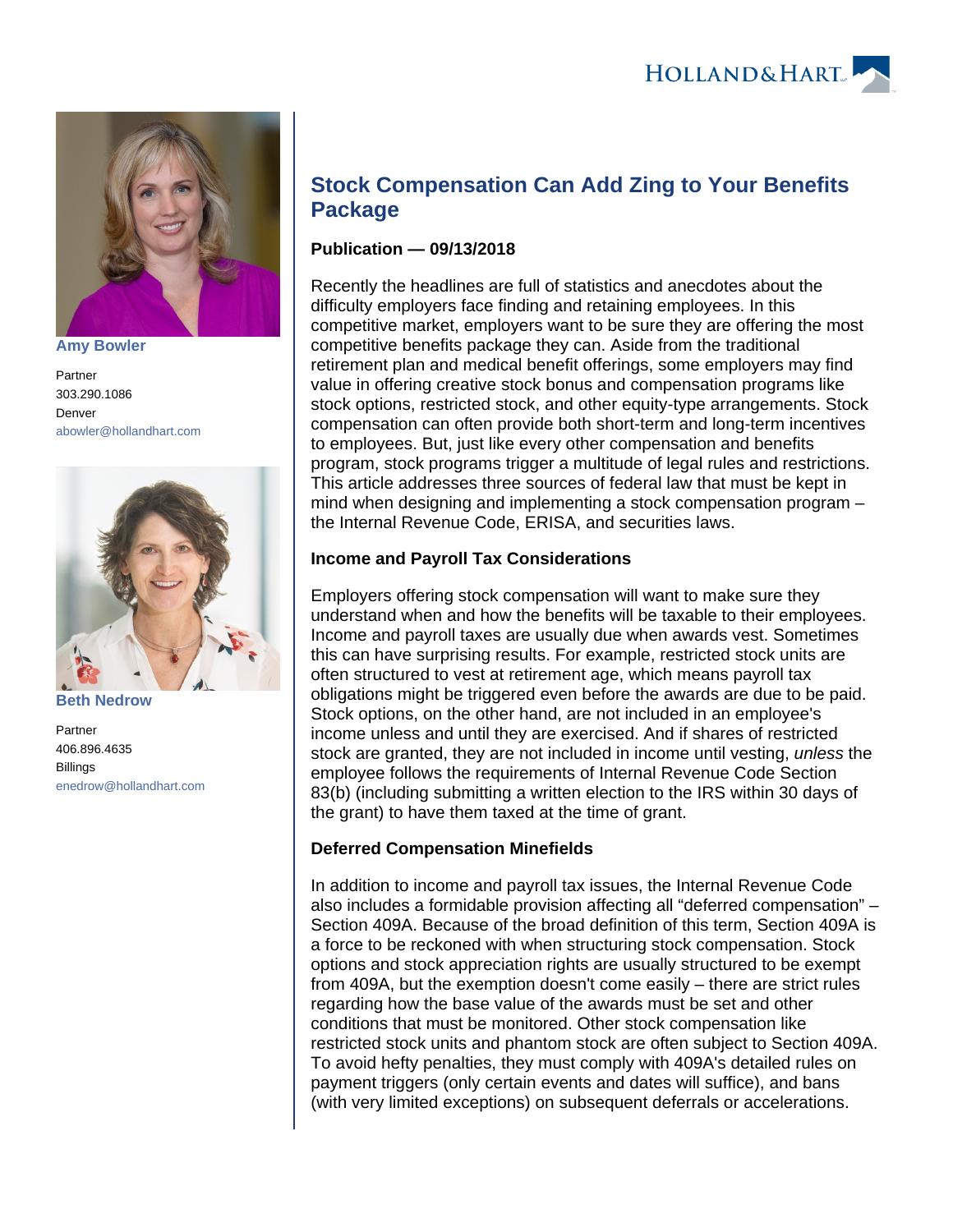**Amy Bowler**

Partner
303.290.1086
Denver
abowler@hollandhart.com

**Beth Nedrow**

Partner
406.896.4635
Billings
enedrow@hollandhart.com

# Stock Compensation Can Add Zing to Your Benefits Package

**Publication — 09/13/2018**

Recently the headlines are full of statistics and anecdotes about the difficulty employers face finding and retaining employees. In this competitive market, employers want to be sure they are offering the most competitive benefits package they can. Aside from the traditional retirement plan and medical benefit offerings, some employers may find value in offering creative stock bonus and compensation programs like stock options, restricted stock, and other equity-type arrangements. Stock compensation can often provide both short-term and long-term incentives to employees. But, just like every other compensation and benefits program, stock programs trigger a multitude of legal rules and restrictions. This article addresses three sources of federal law that must be kept in mind when designing and implementing a stock compensation program – the Internal Revenue Code, ERISA, and securities laws.

### Income and Payroll Tax Considerations

Employers offering stock compensation will want to make sure they understand when and how the benefits will be taxable to their employees. Income and payroll taxes are usually due when awards vest. Sometimes this can have surprising results. For example, restricted stock units are often structured to vest at retirement age, which means payroll tax obligations might be triggered even before the awards are due to be paid. Stock options, on the other hand, are not included in an employee's income unless and until they are exercised. And if shares of restricted stock are granted, they are not included in income until vesting, *unless* the employee follows the requirements of Internal Revenue Code Section 83(b) (including submitting a written election to the IRS within 30 days of the grant) to have them taxed at the time of grant.

### Deferred Compensation Minefields

In addition to income and payroll tax issues, the Internal Revenue Code also includes a formidable provision affecting all "deferred compensation" – Section 409A. Because of the broad definition of this term, Section 409A is a force to be reckoned with when structuring stock compensation. Stock options and stock appreciation rights are usually structured to be exempt from 409A, but the exemption doesn't come easily – there are strict rules regarding how the base value of the awards must be set and other conditions that must be monitored. Other stock compensation like restricted stock units and phantom stock are often subject to Section 409A. To avoid hefty penalties, they must comply with 409A's detailed rules on payment triggers (only certain events and dates will suffice), and bans (with very limited exceptions) on subsequent deferrals or accelerations.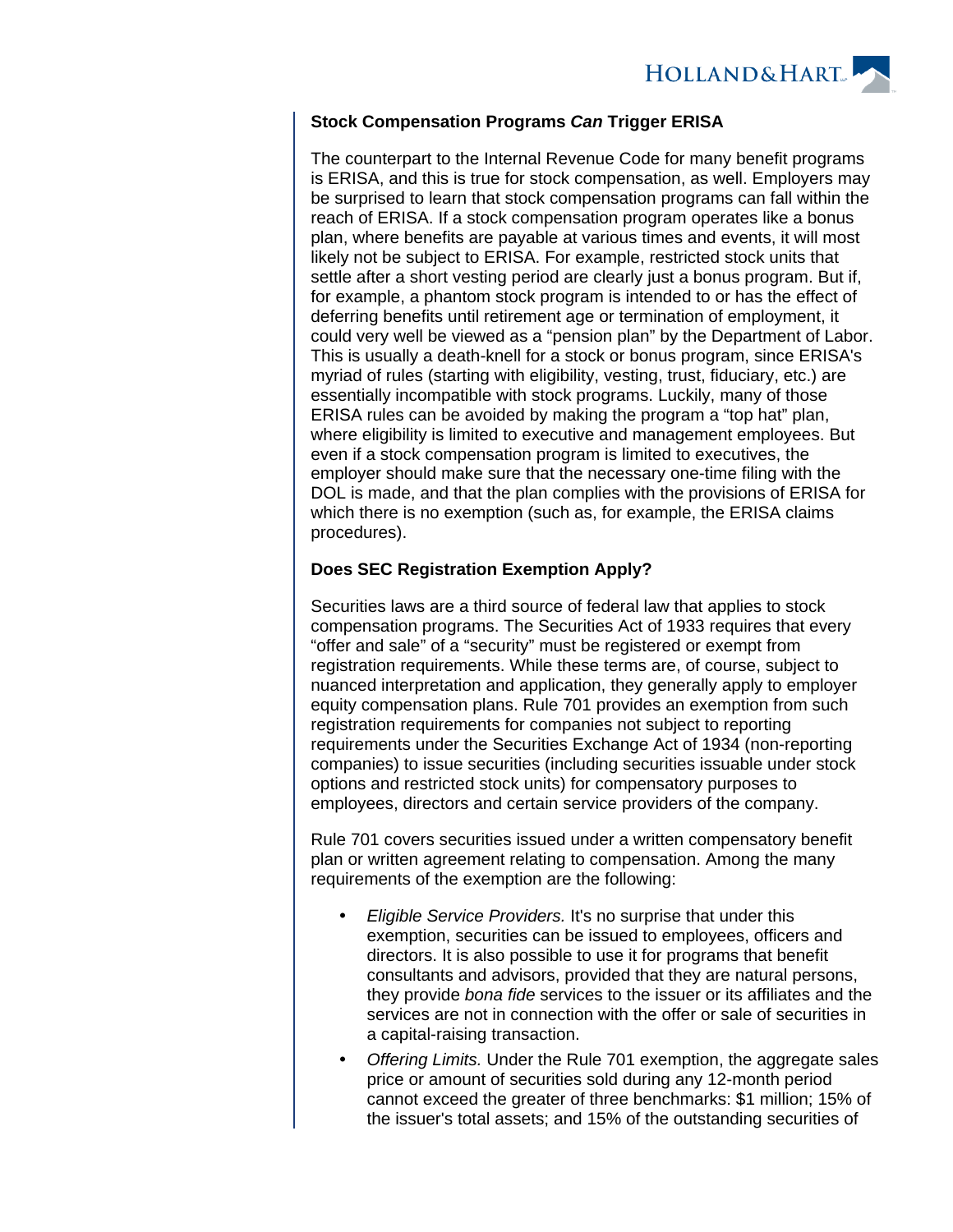**Stock Compensation Programs *Can* Trigger ERISA**

The counterpart to the Internal Revenue Code for many benefit programs is ERISA, and this is true for stock compensation, as well. Employers may be surprised to learn that stock compensation programs can fall within the reach of ERISA. If a stock compensation program operates like a bonus plan, where benefits are payable at various times and events, it will most likely not be subject to ERISA. For example, restricted stock units that settle after a short vesting period are clearly just a bonus program. But if, for example, a phantom stock program is intended to or has the effect of deferring benefits until retirement age or termination of employment, it could very well be viewed as a "pension plan" by the Department of Labor. This is usually a death-knell for a stock or bonus program, since ERISA's myriad of rules (starting with eligibility, vesting, trust, fiduciary, etc.) are essentially incompatible with stock programs. Luckily, many of those ERISA rules can be avoided by making the program a "top hat" plan, where eligibility is limited to executive and management employees. But even if a stock compensation program is limited to executives, the employer should make sure that the necessary one-time filing with the DOL is made, and that the plan complies with the provisions of ERISA for which there is no exemption (such as, for example, the ERISA claims procedures).

**Does SEC Registration Exemption Apply?**

Securities laws are a third source of federal law that applies to stock compensation programs. The Securities Act of 1933 requires that every "offer and sale" of a "security" must be registered or exempt from registration requirements. While these terms are, of course, subject to nuanced interpretation and application, they generally apply to employer equity compensation plans. Rule 701 provides an exemption from such registration requirements for companies not subject to reporting requirements under the Securities Exchange Act of 1934 (non-reporting companies) to issue securities (including securities issuable under stock options and restricted stock units) for compensatory purposes to employees, directors and certain service providers of the company.

Rule 701 covers securities issued under a written compensatory benefit plan or written agreement relating to compensation. Among the many requirements of the exemption are the following:

- *Eligible Service Providers.* It's no surprise that under this exemption, securities can be issued to employees, officers and directors. It is also possible to use it for programs that benefit consultants and advisors, provided that they are natural persons, they provide *bona fide* services to the issuer or its affiliates and the services are not in connection with the offer or sale of securities in a capital-raising transaction.
- *Offering Limits.* Under the Rule 701 exemption, the aggregate sales price or amount of securities sold during any 12-month period cannot exceed the greater of three benchmarks: $1 million; 15% of the issuer's total assets; and 15% of the outstanding securities of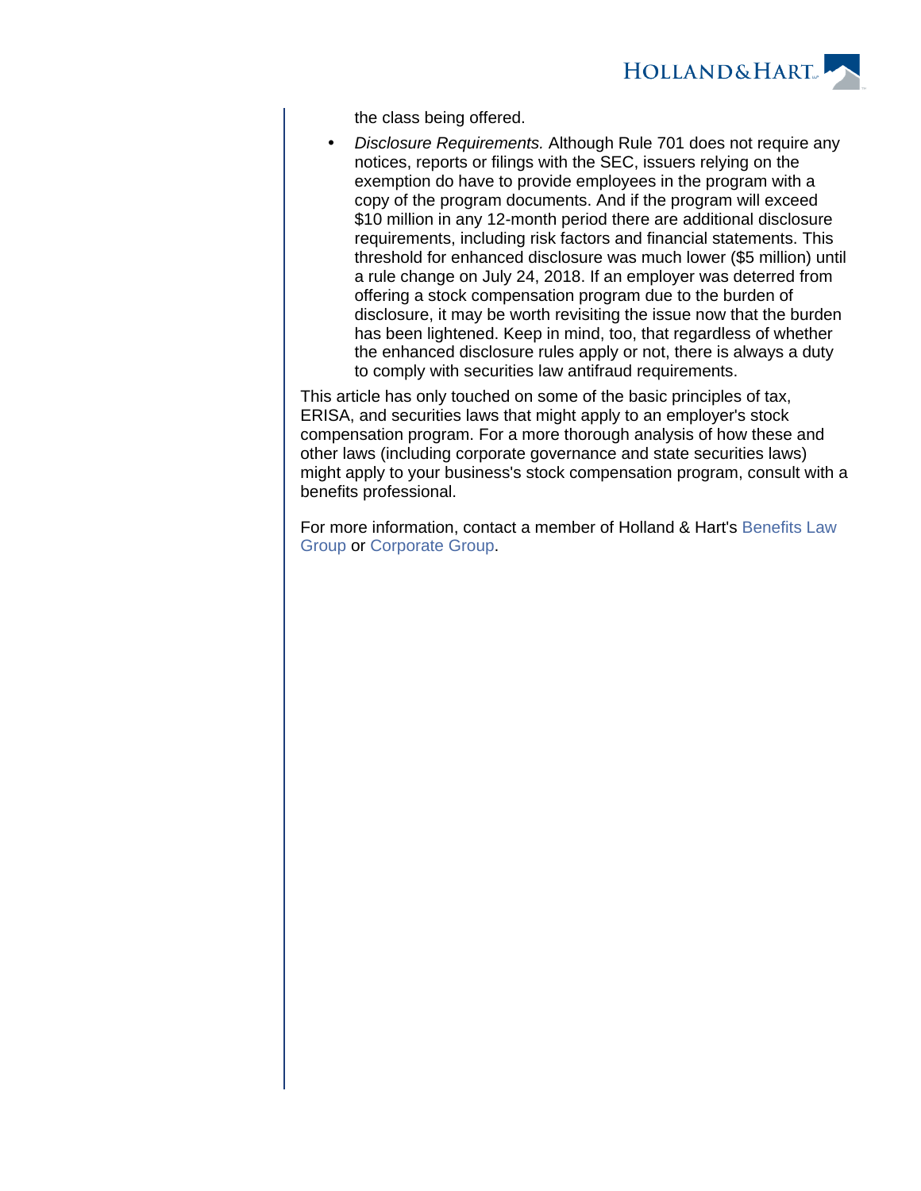the class being offered.

- *Disclosure Requirements.* Although Rule 701 does not require any notices, reports or filings with the SEC, issuers relying on the exemption do have to provide employees in the program with a copy of the program documents. And if the program will exceed $10 million in any 12-month period there are additional disclosure requirements, including risk factors and financial statements. This threshold for enhanced disclosure was much lower ($5 million) until a rule change on July 24, 2018. If an employer was deterred from offering a stock compensation program due to the burden of disclosure, it may be worth revisiting the issue now that the burden has been lightened. Keep in mind, too, that regardless of whether the enhanced disclosure rules apply or not, there is always a duty to comply with securities law antifraud requirements.

This article has only touched on some of the basic principles of tax, ERISA, and securities laws that might apply to an employer's stock compensation program. For a more thorough analysis of how these and other laws (including corporate governance and state securities laws) might apply to your business's stock compensation program, consult with a benefits professional.

For more information, contact a member of Holland & Hart's Benefits Law Group or Corporate Group.